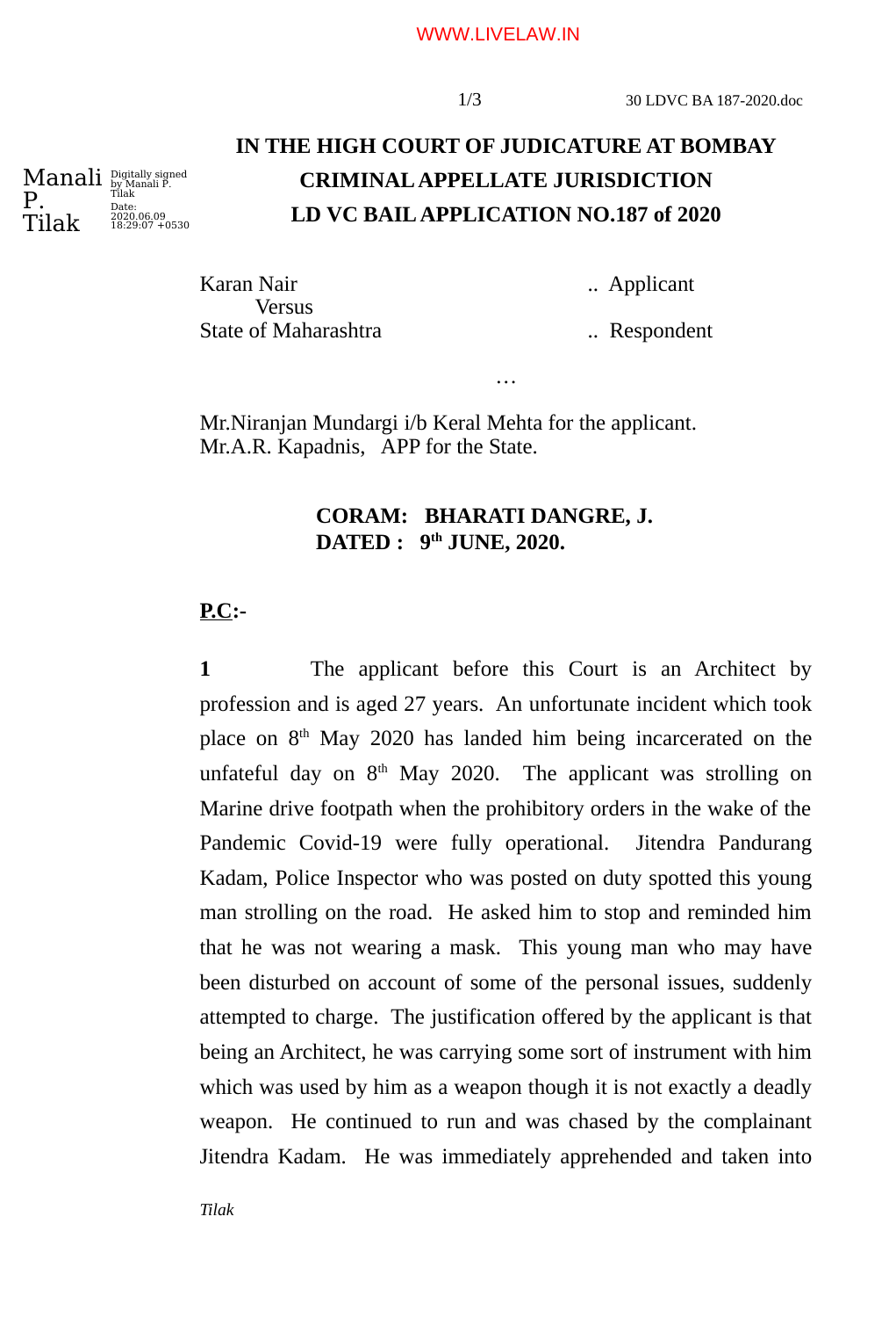# IN THE HIGH COURT OF JUDICATURE AT BOMBAY
## CRIMINAL APPELLATE JURISDICTION
## LD VC BAIL APPLICATION NO.187 of 2020

Karan Nair .. Applicant
Versus
State of Maharashtra .. Respondent

…

Mr.Niranjan Mundargi i/b Keral Mehta for the applicant.
Mr.A.R. Kapadnis, APP for the State.

**CORAM: BHARATI DANGRE, J.**
**DATED : 9th JUNE, 2020.**

**P.C:-**

**1** The applicant before this Court is an Architect by profession and is aged 27 years. An unfortunate incident which took place on 8th May 2020 has landed him being incarcerated on the unfateful day on 8th May 2020. The applicant was strolling on Marine drive footpath when the prohibitory orders in the wake of the Pandemic Covid-19 were fully operational. Jitendra Pandurang Kadam, Police Inspector who was posted on duty spotted this young man strolling on the road. He asked him to stop and reminded him that he was not wearing a mask. This young man who may have been disturbed on account of some of the personal issues, suddenly attempted to charge. The justification offered by the applicant is that being an Architect, he was carrying some sort of instrument with him which was used by him as a weapon though it is not exactly a deadly weapon. He continued to run and was chased by the complainant Jitendra Kadam. He was immediately apprehended and taken into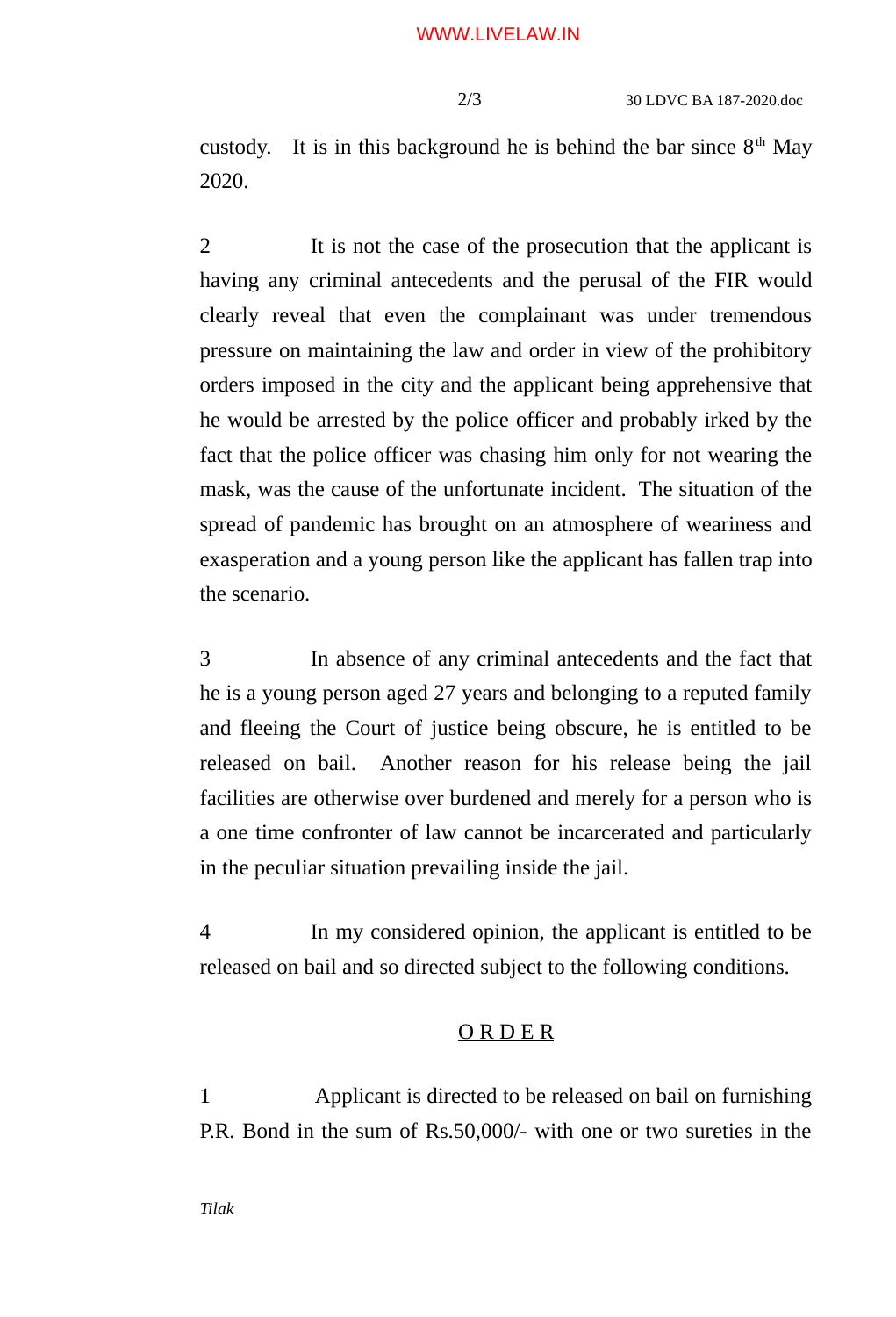custody. It is in this background he is behind the bar since 8th May 2020.

2 It is not the case of the prosecution that the applicant is having any criminal antecedents and the perusal of the FIR would clearly reveal that even the complainant was under tremendous pressure on maintaining the law and order in view of the prohibitory orders imposed in the city and the applicant being apprehensive that he would be arrested by the police officer and probably irked by the fact that the police officer was chasing him only for not wearing the mask, was the cause of the unfortunate incident. The situation of the spread of pandemic has brought on an atmosphere of weariness and exasperation and a young person like the applicant has fallen trap into the scenario.

3 In absence of any criminal antecedents and the fact that he is a young person aged 27 years and belonging to a reputed family and fleeing the Court of justice being obscure, he is entitled to be released on bail. Another reason for his release being the jail facilities are otherwise over burdened and merely for a person who is a one time confronter of law cannot be incarcerated and particularly in the peculiar situation prevailing inside the jail.

4 In my considered opinion, the applicant is entitled to be released on bail and so directed subject to the following conditions.

## O R D E R

1 Applicant is directed to be released on bail on furnishing P.R. Bond in the sum of Rs.50,000/- with one or two sureties in the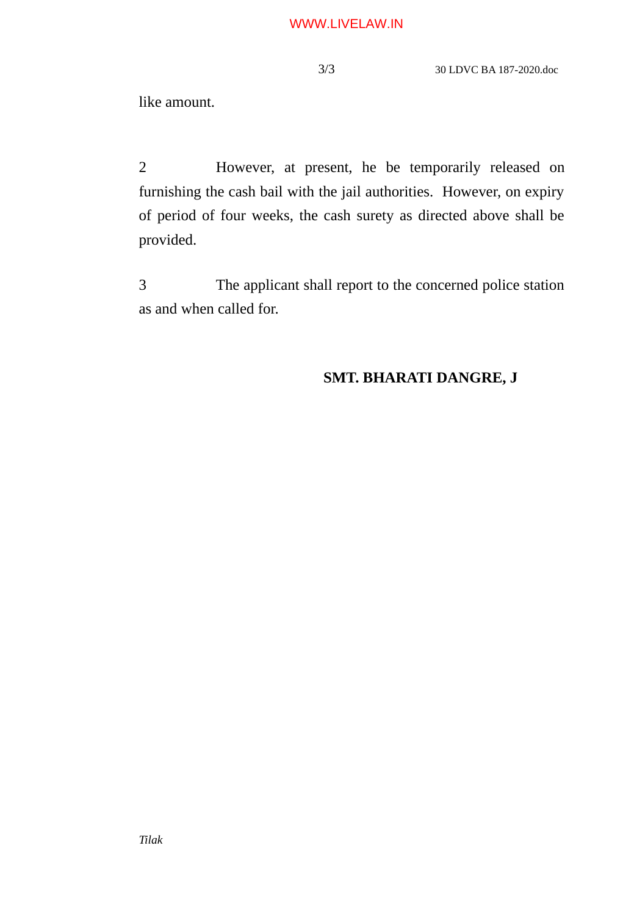like amount.

2 However, at present, he be temporarily released on furnishing the cash bail with the jail authorities. However, on expiry of period of four weeks, the cash surety as directed above shall be provided.

3 The applicant shall report to the concerned police station as and when called for.

**SMT. BHARATI DANGRE, J**

*Tilak*